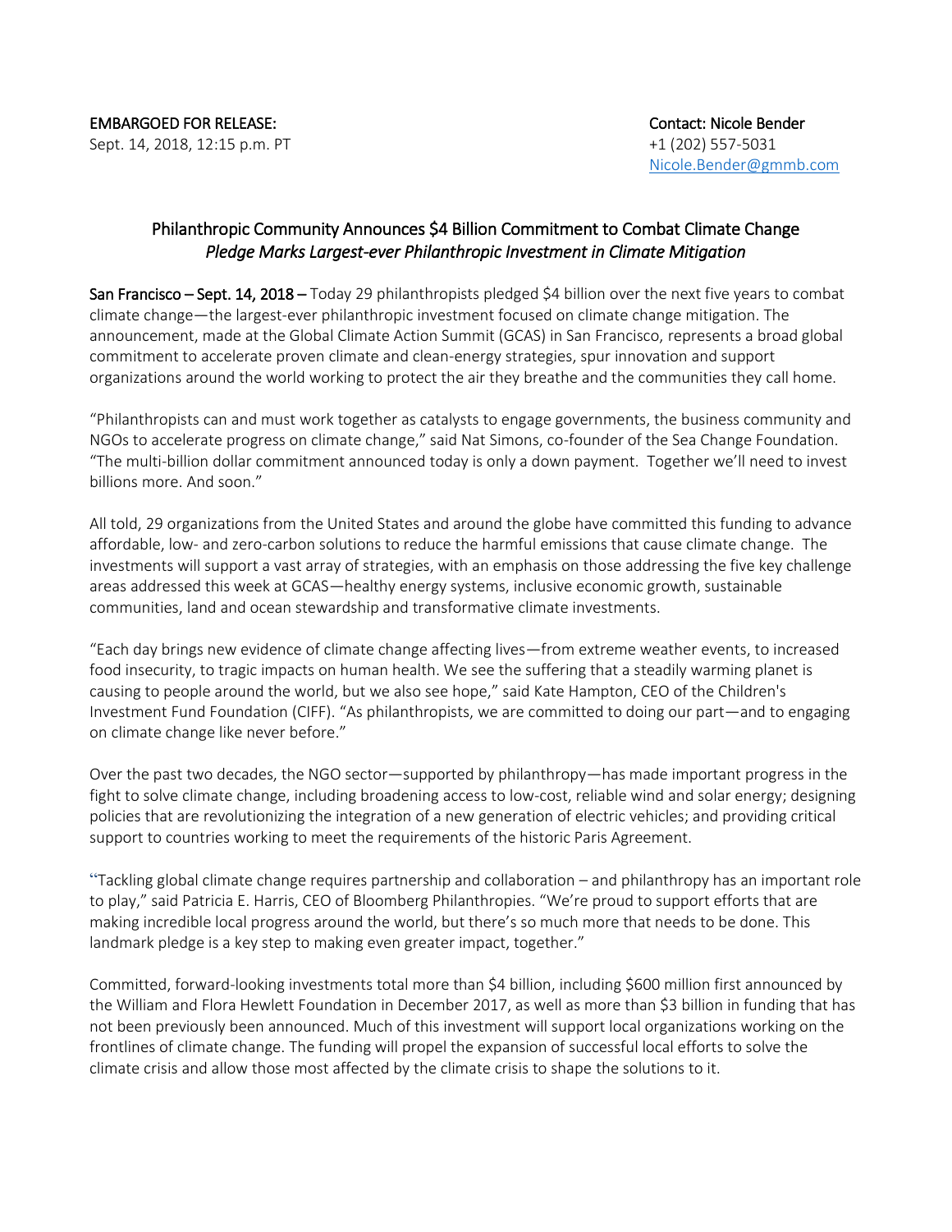**EMBARGOED FOR RELEASE:**
Sept. 14, 2018, 12:15 p.m. PT

**Contact: Nicole Bender**
+1 (202) 557-5031
Nicole.Bender@gmmb.com

# Philanthropic Community Announces $4 Billion Commitment to Combat Climate Change

*Pledge Marks Largest-ever Philanthropic Investment in Climate Mitigation*

**San Francisco – Sept. 14, 2018 –** Today 29 philanthropists pledged $4 billion over the next five years to combat climate change—the largest-ever philanthropic investment focused on climate change mitigation. The announcement, made at the Global Climate Action Summit (GCAS) in San Francisco, represents a broad global commitment to accelerate proven climate and clean-energy strategies, spur innovation and support organizations around the world working to protect the air they breathe and the communities they call home.

"Philanthropists can and must work together as catalysts to engage governments, the business community and NGOs to accelerate progress on climate change," said Nat Simons, co-founder of the Sea Change Foundation. "The multi-billion dollar commitment announced today is only a down payment. Together we'll need to invest billions more. And soon."

All told, 29 organizations from the United States and around the globe have committed this funding to advance affordable, low- and zero-carbon solutions to reduce the harmful emissions that cause climate change. The investments will support a vast array of strategies, with an emphasis on those addressing the five key challenge areas addressed this week at GCAS—healthy energy systems, inclusive economic growth, sustainable communities, land and ocean stewardship and transformative climate investments.

"Each day brings new evidence of climate change affecting lives—from extreme weather events, to increased food insecurity, to tragic impacts on human health. We see the suffering that a steadily warming planet is causing to people around the world, but we also see hope," said Kate Hampton, CEO of the Children's Investment Fund Foundation (CIFF). "As philanthropists, we are committed to doing our part—and to engaging on climate change like never before."

Over the past two decades, the NGO sector—supported by philanthropy—has made important progress in the fight to solve climate change, including broadening access to low-cost, reliable wind and solar energy; designing policies that are revolutionizing the integration of a new generation of electric vehicles; and providing critical support to countries working to meet the requirements of the historic Paris Agreement.

"Tackling global climate change requires partnership and collaboration – and philanthropy has an important role to play," said Patricia E. Harris, CEO of Bloomberg Philanthropies. "We're proud to support efforts that are making incredible local progress around the world, but there's so much more that needs to be done. This landmark pledge is a key step to making even greater impact, together."

Committed, forward-looking investments total more than $4 billion, including $600 million first announced by the William and Flora Hewlett Foundation in December 2017, as well as more than $3 billion in funding that has not been previously been announced. Much of this investment will support local organizations working on the frontlines of climate change. The funding will propel the expansion of successful local efforts to solve the climate crisis and allow those most affected by the climate crisis to shape the solutions to it.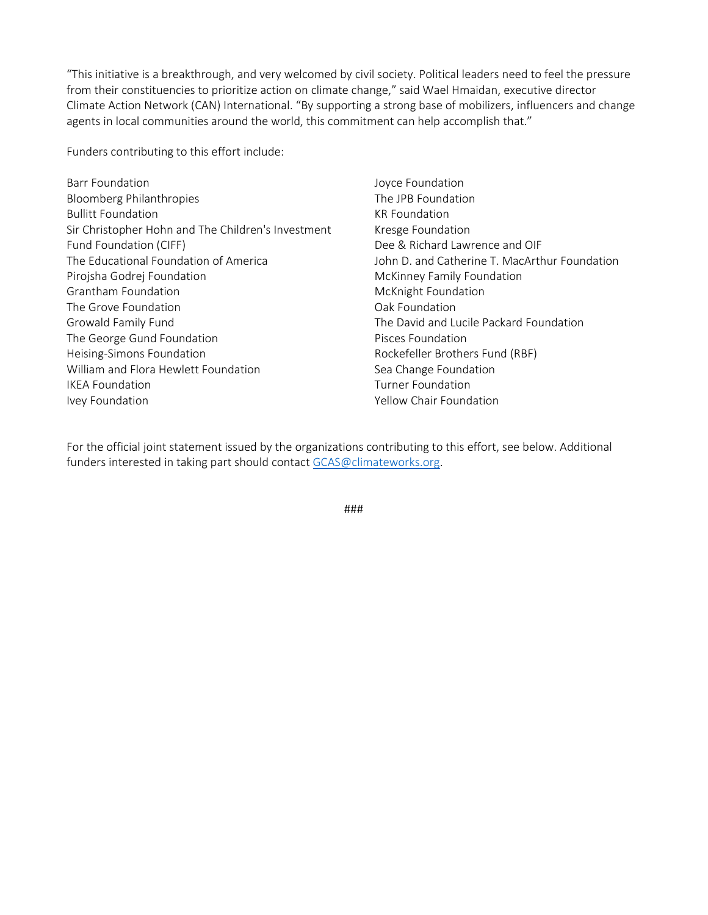"This initiative is a breakthrough, and very welcomed by civil society. Political leaders need to feel the pressure from their constituencies to prioritize action on climate change," said Wael Hmaidan, executive director Climate Action Network (CAN) International. "By supporting a strong base of mobilizers, influencers and change agents in local communities around the world, this commitment can help accomplish that."

Funders contributing to this effort include:

Barr Foundation
Bloomberg Philanthropies
Bullitt Foundation
Sir Christopher Hohn and The Children's Investment Fund Foundation (CIFF)
The Educational Foundation of America
Pirojsha Godrej Foundation
Grantham Foundation
The Grove Foundation
Growald Family Fund
The George Gund Foundation
Heising-Simons Foundation
William and Flora Hewlett Foundation
IKEA Foundation
Ivey Foundation
Joyce Foundation
The JPB Foundation
KR Foundation
Kresge Foundation
Dee & Richard Lawrence and OIF
John D. and Catherine T. MacArthur Foundation
McKinney Family Foundation
McKnight Foundation
Oak Foundation
The David and Lucile Packard Foundation
Pisces Foundation
Rockefeller Brothers Fund (RBF)
Sea Change Foundation
Turner Foundation
Yellow Chair Foundation

For the official joint statement issued by the organizations contributing to this effort, see below. Additional funders interested in taking part should contact GCAS@climateworks.org.

###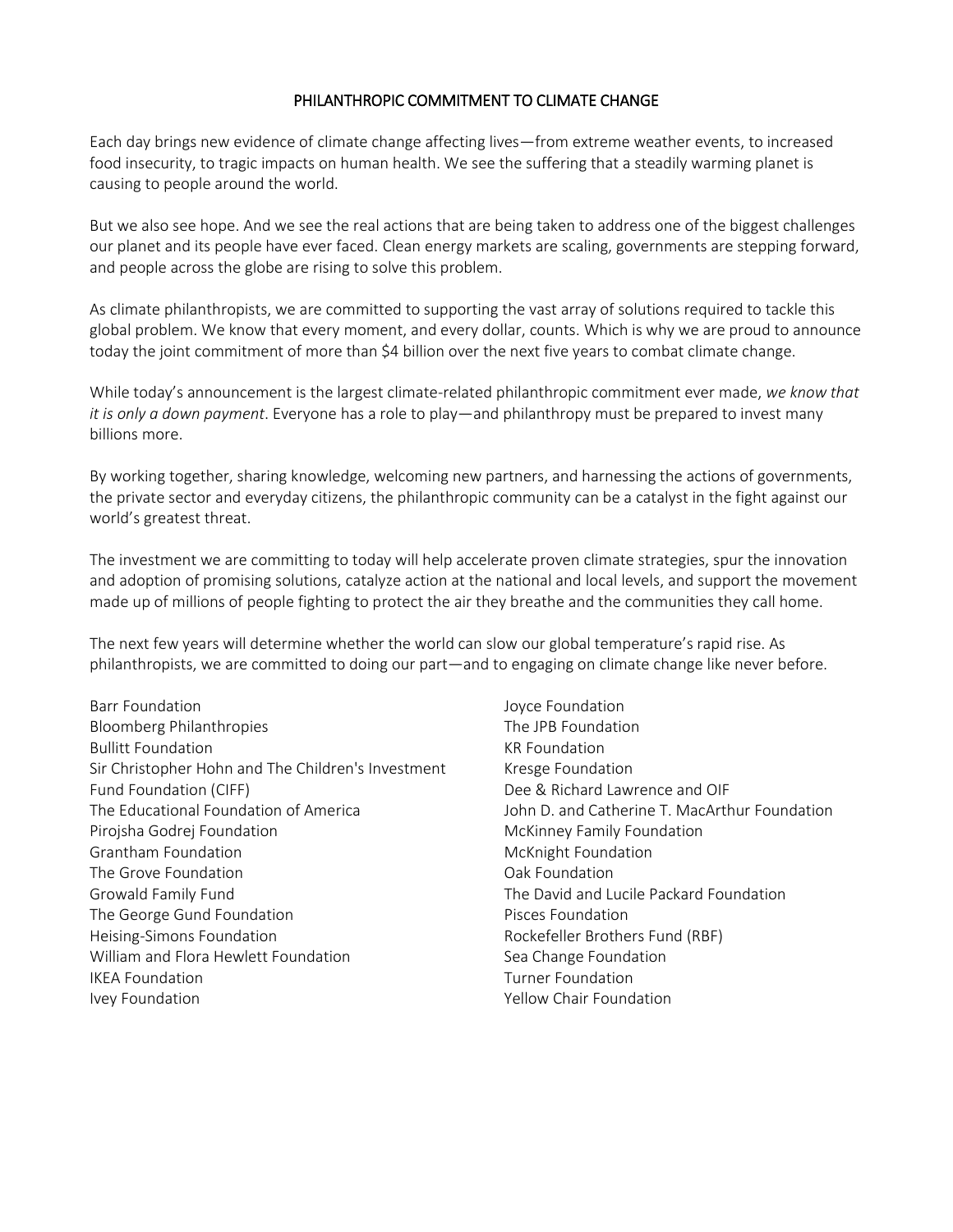# PHILANTHROPIC COMMITMENT TO CLIMATE CHANGE

Each day brings new evidence of climate change affecting lives—from extreme weather events, to increased food insecurity, to tragic impacts on human health. We see the suffering that a steadily warming planet is causing to people around the world.

But we also see hope. And we see the real actions that are being taken to address one of the biggest challenges our planet and its people have ever faced. Clean energy markets are scaling, governments are stepping forward, and people across the globe are rising to solve this problem.

As climate philanthropists, we are committed to supporting the vast array of solutions required to tackle this global problem. We know that every moment, and every dollar, counts. Which is why we are proud to announce today the joint commitment of more than $4 billion over the next five years to combat climate change.

While today's announcement is the largest climate-related philanthropic commitment ever made, *we know that it is only a down payment*. Everyone has a role to play—and philanthropy must be prepared to invest many billions more.

By working together, sharing knowledge, welcoming new partners, and harnessing the actions of governments, the private sector and everyday citizens, the philanthropic community can be a catalyst in the fight against our world's greatest threat.

The investment we are committing to today will help accelerate proven climate strategies, spur the innovation and adoption of promising solutions, catalyze action at the national and local levels, and support the movement made up of millions of people fighting to protect the air they breathe and the communities they call home.

The next few years will determine whether the world can slow our global temperature's rapid rise. As philanthropists, we are committed to doing our part—and to engaging on climate change like never before.

Barr Foundation
Bloomberg Philanthropies
Bullitt Foundation
Sir Christopher Hohn and The Children's Investment Fund Foundation (CIFF)
The Educational Foundation of America
Pirojsha Godrej Foundation
Grantham Foundation
The Grove Foundation
Growald Family Fund
The George Gund Foundation
Heising-Simons Foundation
William and Flora Hewlett Foundation
IKEA Foundation
Ivey Foundation
Joyce Foundation
The JPB Foundation
KR Foundation
Kresge Foundation
Dee & Richard Lawrence and OIF
John D. and Catherine T. MacArthur Foundation
McKinney Family Foundation
McKnight Foundation
Oak Foundation
The David and Lucile Packard Foundation
Pisces Foundation
Rockefeller Brothers Fund (RBF)
Sea Change Foundation
Turner Foundation
Yellow Chair Foundation